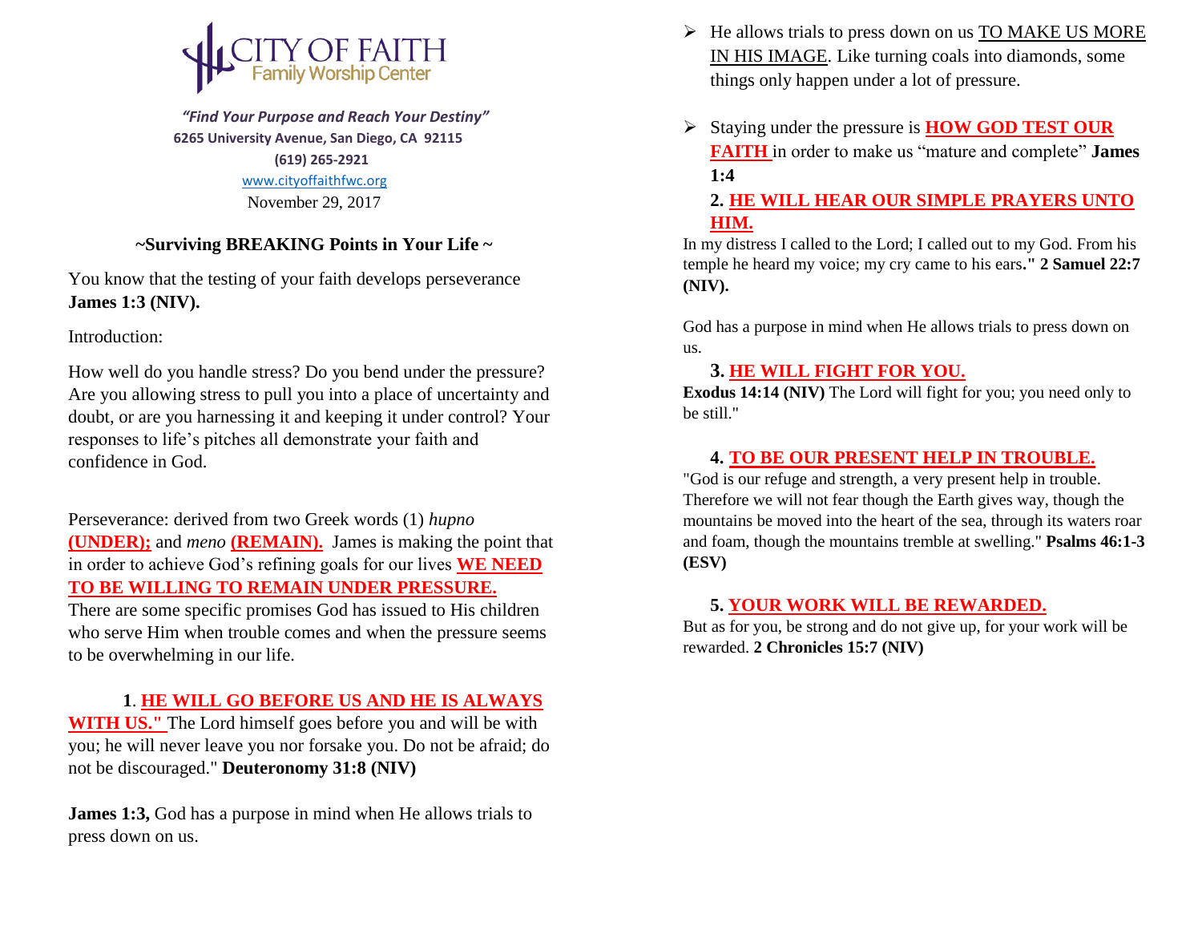# CITY OF FAITH
## Family Worship Center

*"Find Your Purpose and Reach Your Destiny"*

**6265 University Avenue, San Diego, CA 92115**

**(619) 265-2921**

www.cityoffaithfwc.org

November 29, 2017

## ~Surviving BREAKING Points in Your Life ~

You know that the testing of your faith develops perseverance **James 1:3 (NIV).**

Introduction:

How well do you handle stress? Do you bend under the pressure? Are you allowing stress to pull you into a place of uncertainty and doubt, or are you harnessing it and keeping it under control? Your responses to life's pitches all demonstrate your faith and confidence in God.

Perseverance: derived from two Greek words (1) *hupno* **(UNDER);** and *meno* **(REMAIN).** James is making the point that in order to achieve God's refining goals for our lives **WE NEED TO BE WILLING TO REMAIN UNDER PRESSURE.** There are some specific promises God has issued to His children who serve Him when trouble comes and when the pressure seems to be overwhelming in our life.

**1. HE WILL GO BEFORE US AND HE IS ALWAYS WITH US."** The Lord himself goes before you and will be with you; he will never leave you nor forsake you. Do not be afraid; do not be discouraged." **Deuteronomy 31:8 (NIV)**

**James 1:3,** God has a purpose in mind when He allows trials to press down on us.

- He allows trials to press down on us TO MAKE US MORE IN HIS IMAGE. Like turning coals into diamonds, some things only happen under a lot of pressure.
- Staying under the pressure is **HOW GOD TEST OUR FAITH** in order to make us "mature and complete" **James 1:4**

**2. HE WILL HEAR OUR SIMPLE PRAYERS UNTO HIM.**

In my distress I called to the Lord; I called out to my God. From his temple he heard my voice; my cry came to his ears**." 2 Samuel 22:7 (NIV).**

God has a purpose in mind when He allows trials to press down on us.

**3. HE WILL FIGHT FOR YOU.**

**Exodus 14:14 (NIV)** The Lord will fight for you; you need only to be still."

**4. TO BE OUR PRESENT HELP IN TROUBLE.**

"God is our refuge and strength, a very present help in trouble. Therefore we will not fear though the Earth gives way, though the mountains be moved into the heart of the sea, through its waters roar and foam, though the mountains tremble at swelling." **Psalms 46:1-3 (ESV)**

**5. YOUR WORK WILL BE REWARDED.**

But as for you, be strong and do not give up, for your work will be rewarded. **2 Chronicles 15:7 (NIV)**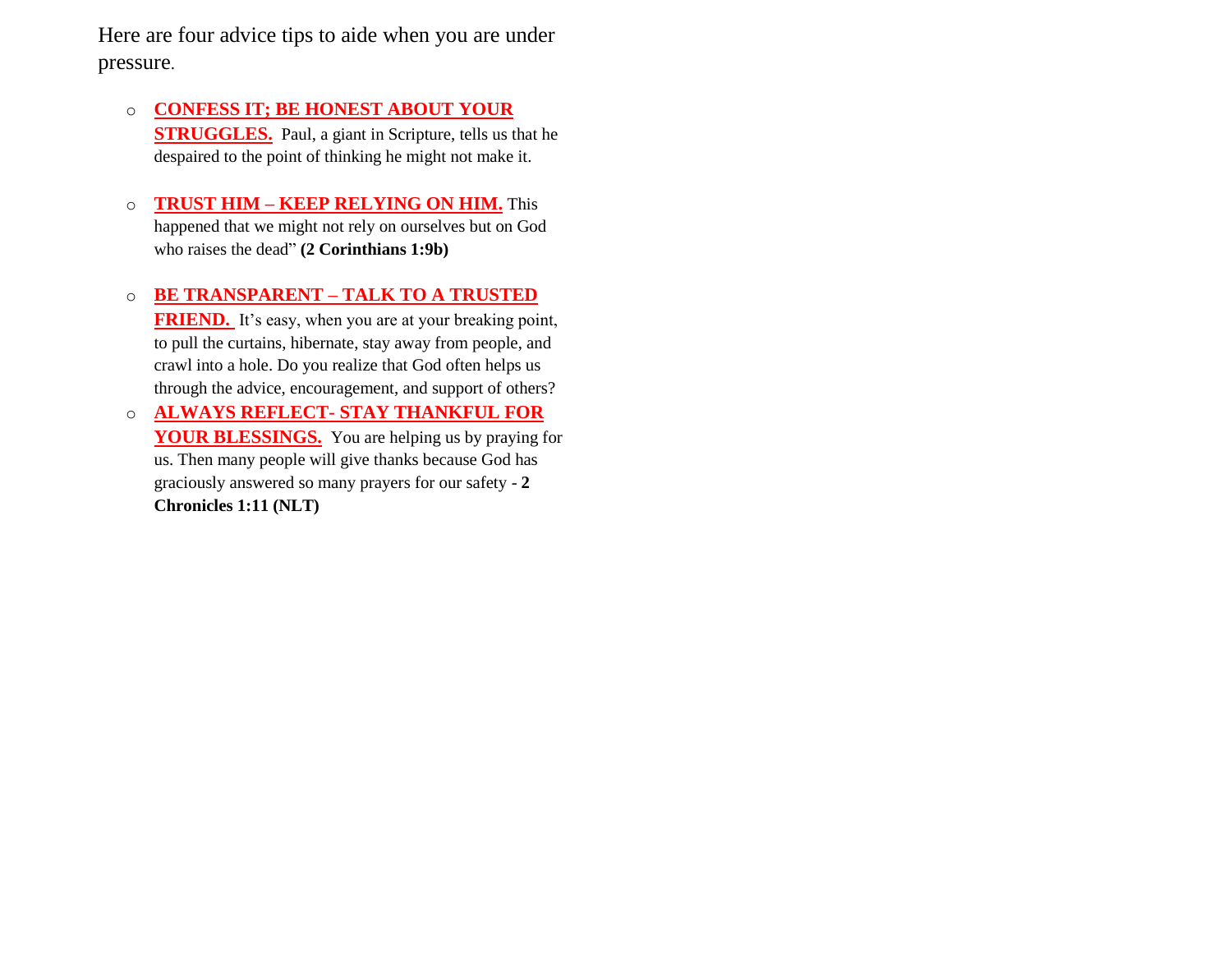Here are four advice tips to aide when you are under pressure.

- **CONFESS IT; BE HONEST ABOUT YOUR STRUGGLES.** Paul, a giant in Scripture, tells us that he despaired to the point of thinking he might not make it.

- **TRUST HIM – KEEP RELYING ON HIM.** This happened that we might not rely on ourselves but on God who raises the dead" **(2 Corinthians 1:9b)**

- **BE TRANSPARENT – TALK TO A TRUSTED FRIEND.** It's easy, when you are at your breaking point, to pull the curtains, hibernate, stay away from people, and crawl into a hole. Do you realize that God often helps us through the advice, encouragement, and support of others?
- **ALWAYS REFLECT- STAY THANKFUL FOR YOUR BLESSINGS.** You are helping us by praying for us. Then many people will give thanks because God has graciously answered so many prayers for our safety - **2 Chronicles 1:11 (NLT)**